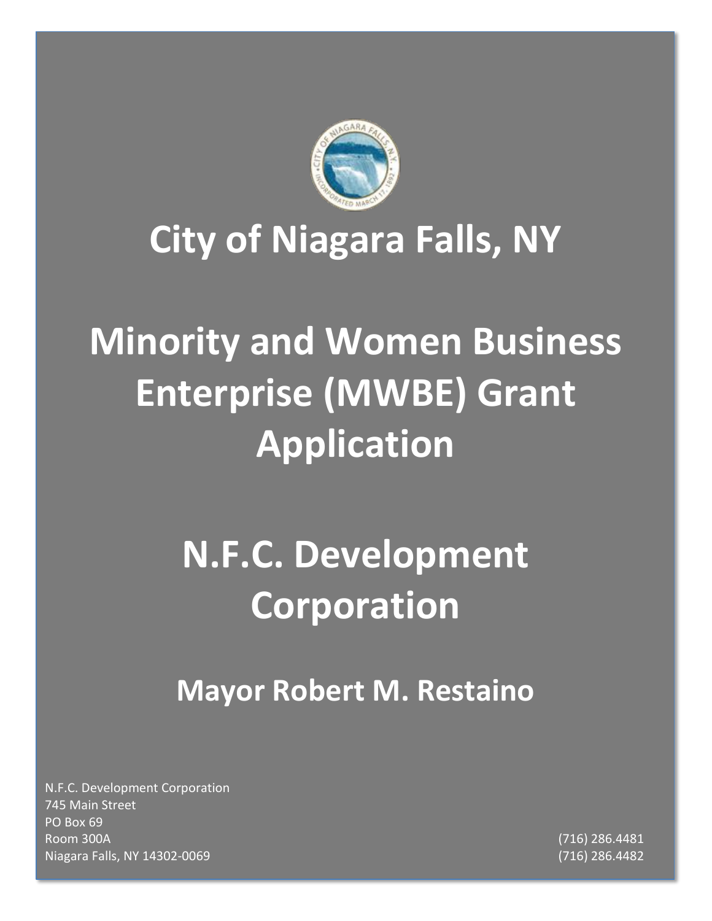# City of Niagara Falls, NY

# Minority and Women Business Enterprise (MWBE) Grant Application

# N.F.C. Development Corporation

## Mayor Robert M. Restaino

N.F.C. Development Corporation
745 Main Street
PO Box 69
Room 300A
Niagara Falls, NY 14302-0069

(716) 286.4481
(716) 286.4482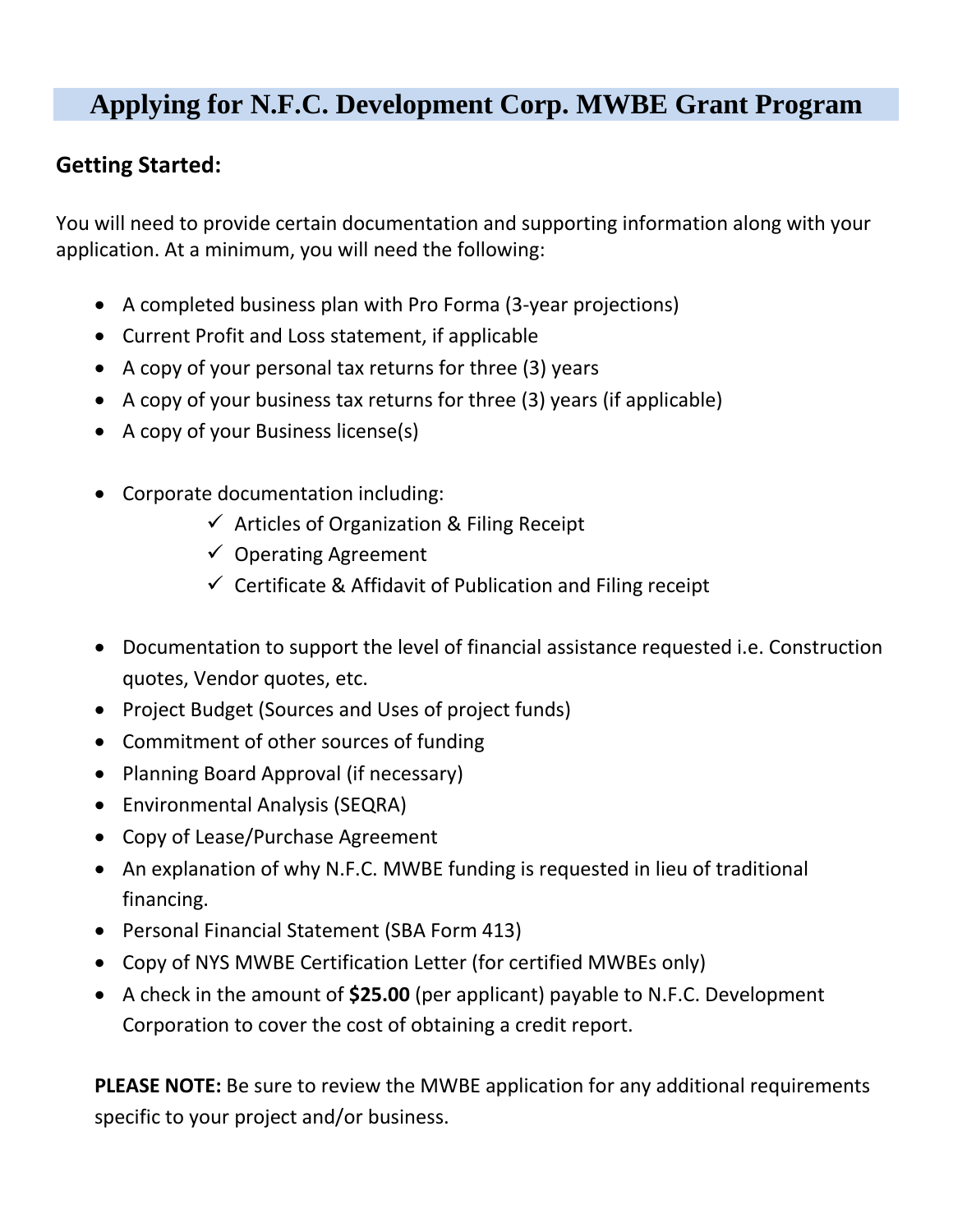# Applying for N.F.C. Development Corp. MWBE Grant Program

## Getting Started:

You will need to provide certain documentation and supporting information along with your application. At a minimum, you will need the following:

- A completed business plan with Pro Forma (3-year projections)
- Current Profit and Loss statement, if applicable
- A copy of your personal tax returns for three (3) years
- A copy of your business tax returns for three (3) years (if applicable)
- A copy of your Business license(s)

- Corporate documentation including:
  - ✓ Articles of Organization & Filing Receipt
  - ✓ Operating Agreement
  - ✓ Certificate & Affidavit of Publication and Filing receipt

- Documentation to support the level of financial assistance requested i.e. Construction quotes, Vendor quotes, etc.
- Project Budget (Sources and Uses of project funds)
- Commitment of other sources of funding
- Planning Board Approval (if necessary)
- Environmental Analysis (SEQRA)
- Copy of Lease/Purchase Agreement
- An explanation of why N.F.C. MWBE funding is requested in lieu of traditional financing.
- Personal Financial Statement (SBA Form 413)
- Copy of NYS MWBE Certification Letter (for certified MWBEs only)
- A check in the amount of **$25.00** (per applicant) payable to N.F.C. Development Corporation to cover the cost of obtaining a credit report.

**PLEASE NOTE:** Be sure to review the MWBE application for any additional requirements specific to your project and/or business.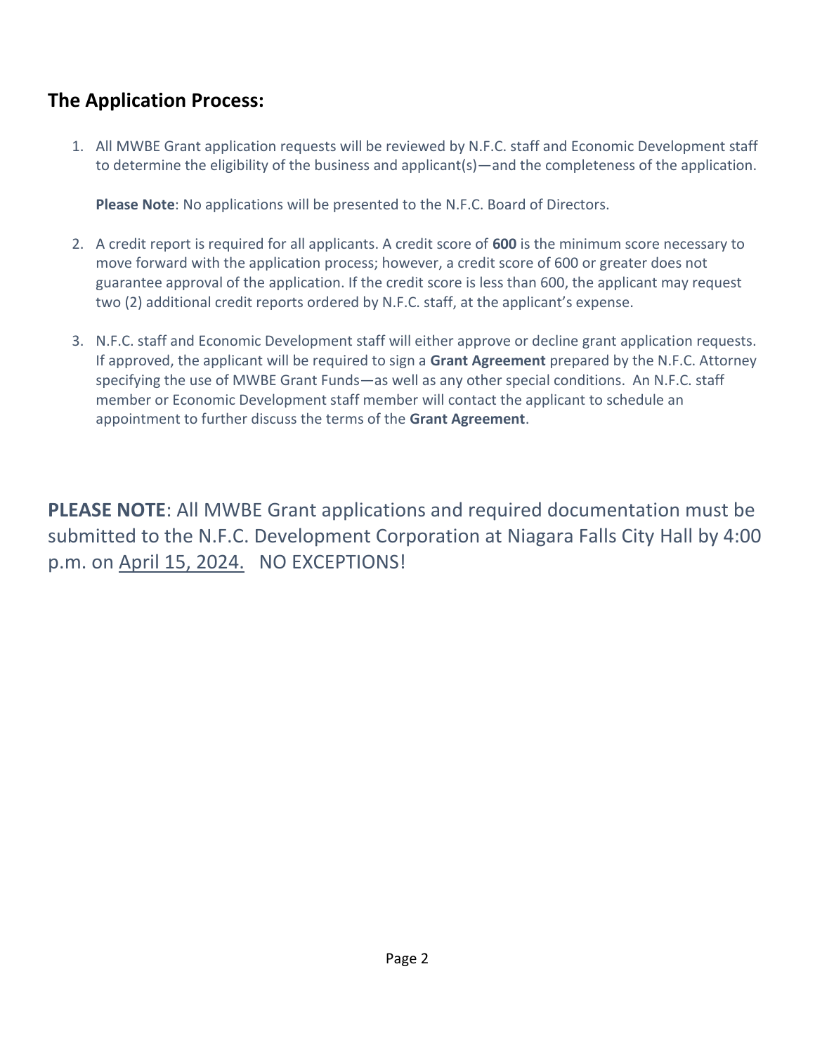## The Application Process:

1. All MWBE Grant application requests will be reviewed by N.F.C. staff and Economic Development staff to determine the eligibility of the business and applicant(s)—and the completeness of the application.

   **Please Note**: No applications will be presented to the N.F.C. Board of Directors.

2. A credit report is required for all applicants. A credit score of **600** is the minimum score necessary to move forward with the application process; however, a credit score of 600 or greater does not guarantee approval of the application. If the credit score is less than 600, the applicant may request two (2) additional credit reports ordered by N.F.C. staff, at the applicant's expense.

3. N.F.C. staff and Economic Development staff will either approve or decline grant application requests. If approved, the applicant will be required to sign a **Grant Agreement** prepared by the N.F.C. Attorney specifying the use of MWBE Grant Funds—as well as any other special conditions. An N.F.C. staff member or Economic Development staff member will contact the applicant to schedule an appointment to further discuss the terms of the **Grant Agreement**.

**PLEASE NOTE**: All MWBE Grant applications and required documentation must be submitted to the N.F.C. Development Corporation at Niagara Falls City Hall by 4:00 p.m. on April 15, 2024. NO EXCEPTIONS!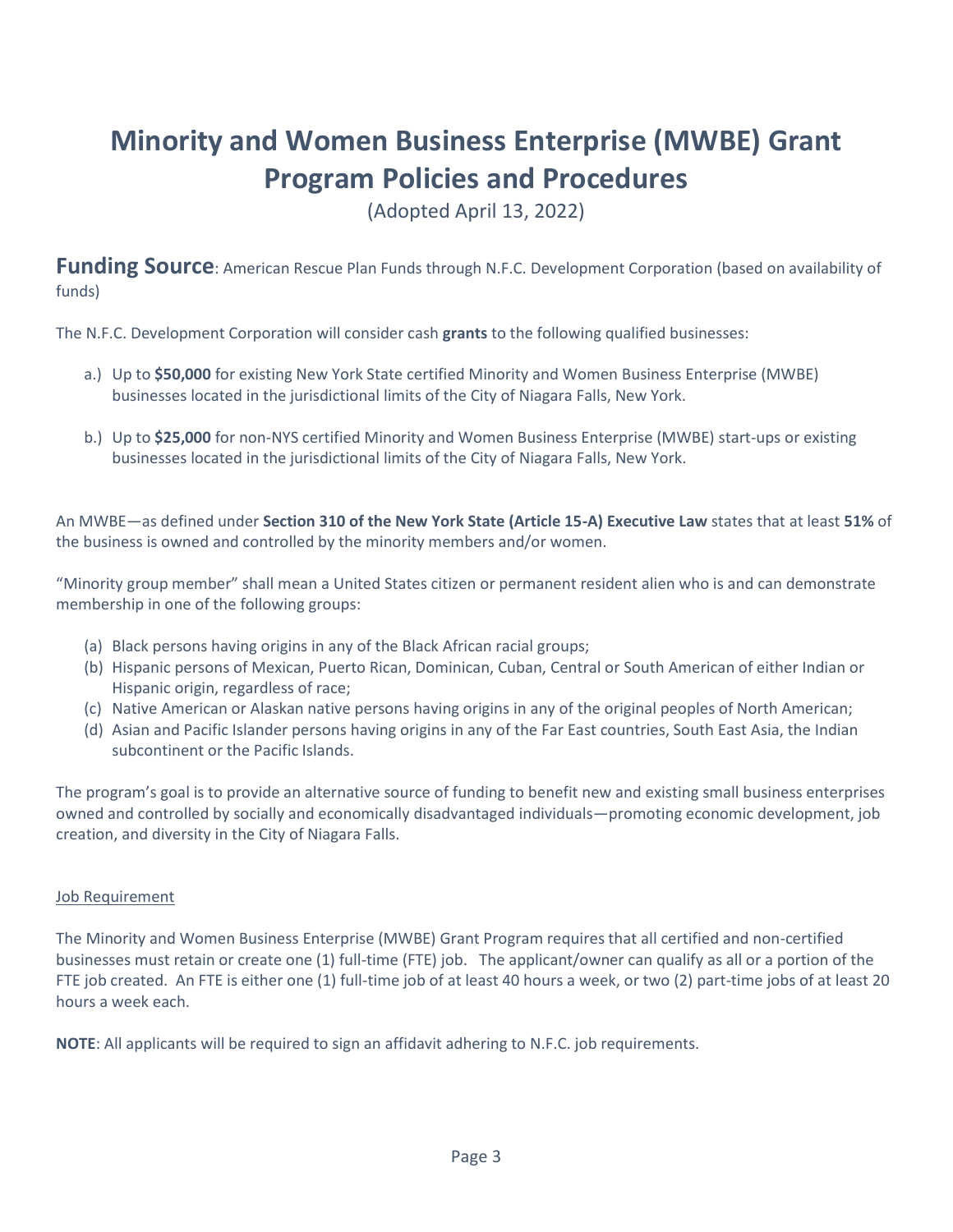# Minority and Women Business Enterprise (MWBE) Grant Program Policies and Procedures

(Adopted April 13, 2022)

**Funding Source**: American Rescue Plan Funds through N.F.C. Development Corporation (based on availability of funds)

The N.F.C. Development Corporation will consider cash **grants** to the following qualified businesses:

a.) Up to **$50,000** for existing New York State certified Minority and Women Business Enterprise (MWBE) businesses located in the jurisdictional limits of the City of Niagara Falls, New York.

b.) Up to **$25,000** for non-NYS certified Minority and Women Business Enterprise (MWBE) start-ups or existing businesses located in the jurisdictional limits of the City of Niagara Falls, New York.

An MWBE—as defined under **Section 310 of the New York State (Article 15-A) Executive Law** states that at least **51%** of the business is owned and controlled by the minority members and/or women.

"Minority group member" shall mean a United States citizen or permanent resident alien who is and can demonstrate membership in one of the following groups:

(a) Black persons having origins in any of the Black African racial groups;
(b) Hispanic persons of Mexican, Puerto Rican, Dominican, Cuban, Central or South American of either Indian or Hispanic origin, regardless of race;
(c) Native American or Alaskan native persons having origins in any of the original peoples of North American;
(d) Asian and Pacific Islander persons having origins in any of the Far East countries, South East Asia, the Indian subcontinent or the Pacific Islands.

The program's goal is to provide an alternative source of funding to benefit new and existing small business enterprises owned and controlled by socially and economically disadvantaged individuals—promoting economic development, job creation, and diversity in the City of Niagara Falls.

<u>Job Requirement</u>

The Minority and Women Business Enterprise (MWBE) Grant Program requires that all certified and non-certified businesses must retain or create one (1) full-time (FTE) job. The applicant/owner can qualify as all or a portion of the FTE job created. An FTE is either one (1) full-time job of at least 40 hours a week, or two (2) part-time jobs of at least 20 hours a week each.

**NOTE**: All applicants will be required to sign an affidavit adhering to N.F.C. job requirements.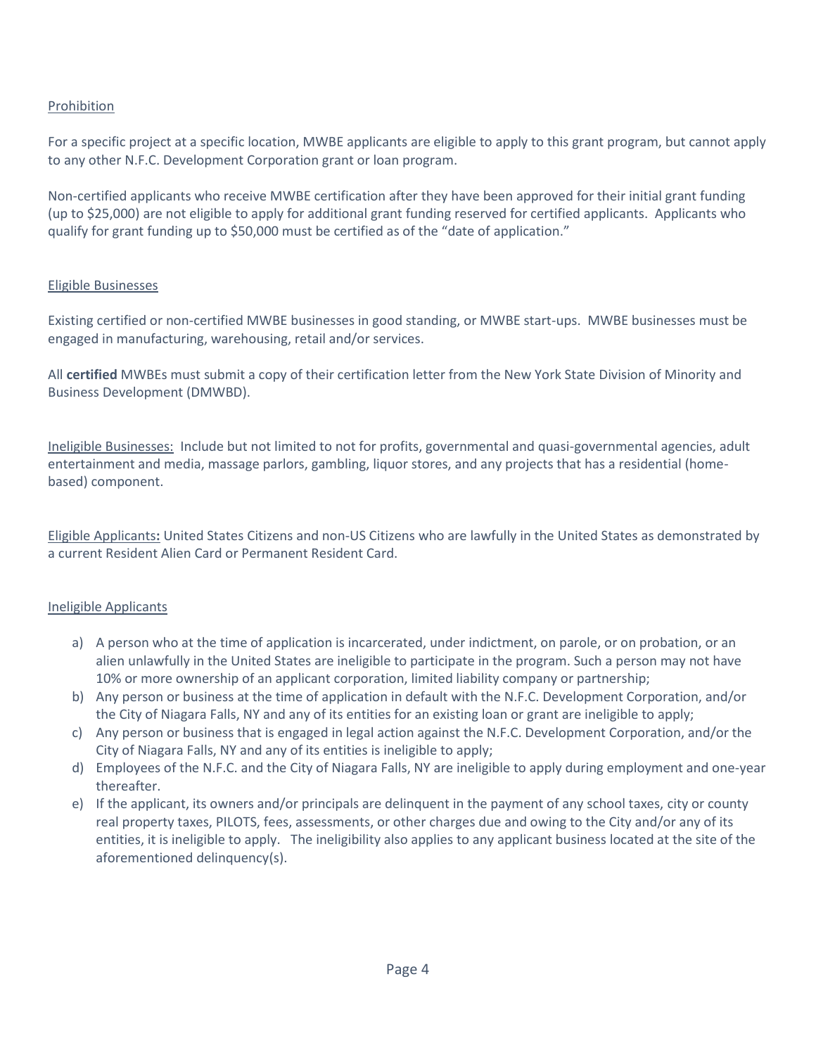Prohibition

For a specific project at a specific location, MWBE applicants are eligible to apply to this grant program, but cannot apply to any other N.F.C. Development Corporation grant or loan program.

Non-certified applicants who receive MWBE certification after they have been approved for their initial grant funding (up to $25,000) are not eligible to apply for additional grant funding reserved for certified applicants. Applicants who qualify for grant funding up to $50,000 must be certified as of the "date of application."

Eligible Businesses

Existing certified or non-certified MWBE businesses in good standing, or MWBE start-ups. MWBE businesses must be engaged in manufacturing, warehousing, retail and/or services.

All **certified** MWBEs must submit a copy of their certification letter from the New York State Division of Minority and Business Development (DMWBD).

Ineligible Businesses: Include but not limited to not for profits, governmental and quasi-governmental agencies, adult entertainment and media, massage parlors, gambling, liquor stores, and any projects that has a residential (home-based) component.

Eligible Applicants**:** United States Citizens and non-US Citizens who are lawfully in the United States as demonstrated by a current Resident Alien Card or Permanent Resident Card.

Ineligible Applicants

a) A person who at the time of application is incarcerated, under indictment, on parole, or on probation, or an alien unlawfully in the United States are ineligible to participate in the program. Such a person may not have 10% or more ownership of an applicant corporation, limited liability company or partnership;
b) Any person or business at the time of application in default with the N.F.C. Development Corporation, and/or the City of Niagara Falls, NY and any of its entities for an existing loan or grant are ineligible to apply;
c) Any person or business that is engaged in legal action against the N.F.C. Development Corporation, and/or the City of Niagara Falls, NY and any of its entities is ineligible to apply;
d) Employees of the N.F.C. and the City of Niagara Falls, NY are ineligible to apply during employment and one-year thereafter.
e) If the applicant, its owners and/or principals are delinquent in the payment of any school taxes, city or county real property taxes, PILOTS, fees, assessments, or other charges due and owing to the City and/or any of its entities, it is ineligible to apply. The ineligibility also applies to any applicant business located at the site of the aforementioned delinquency(s).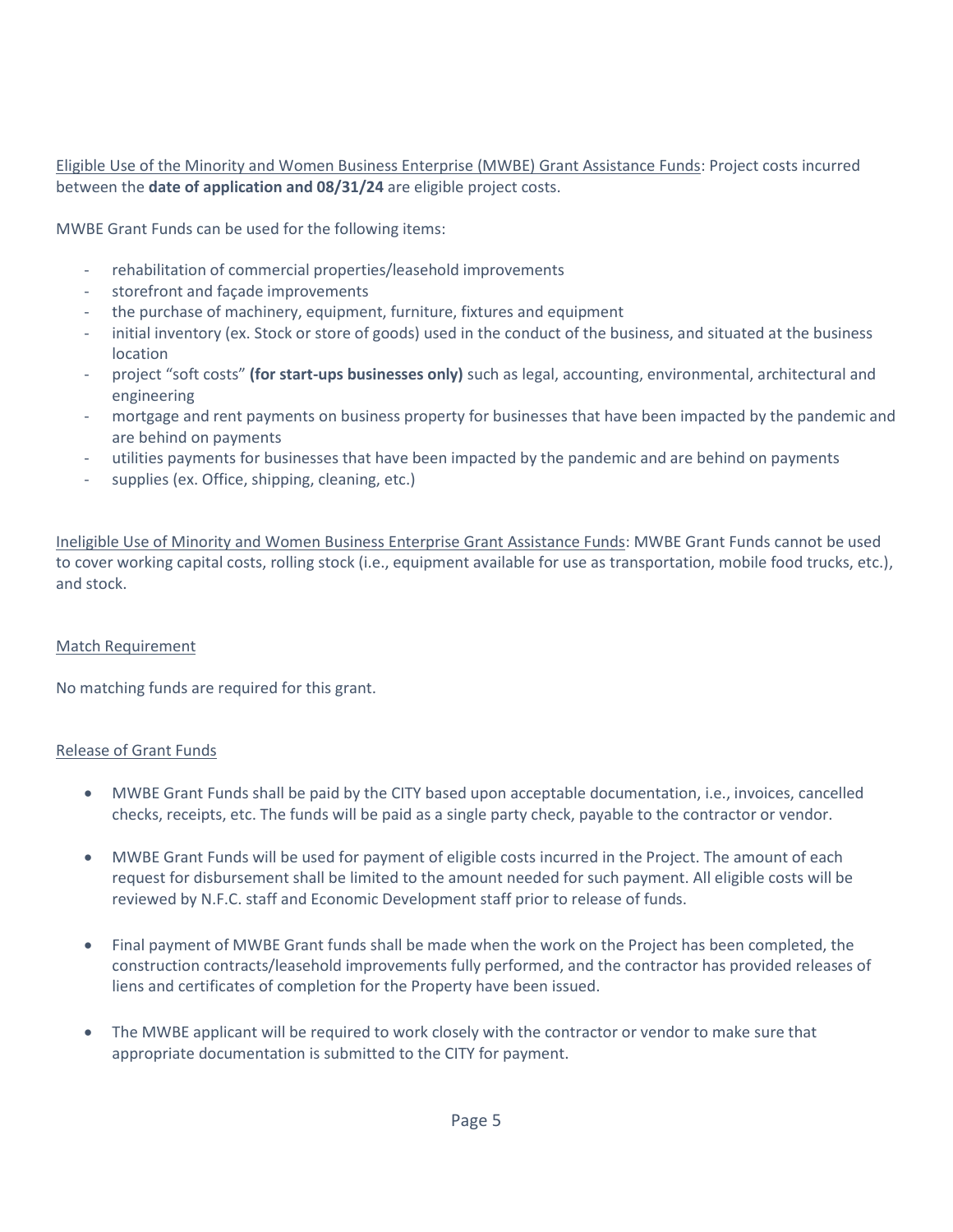Eligible Use of the Minority and Women Business Enterprise (MWBE) Grant Assistance Funds: Project costs incurred between the **date of application and 08/31/24** are eligible project costs.

MWBE Grant Funds can be used for the following items:

- rehabilitation of commercial properties/leasehold improvements
- storefront and façade improvements
- the purchase of machinery, equipment, furniture, fixtures and equipment
- initial inventory (ex. Stock or store of goods) used in the conduct of the business, and situated at the business location
- project "soft costs" **(for start-ups businesses only)** such as legal, accounting, environmental, architectural and engineering
- mortgage and rent payments on business property for businesses that have been impacted by the pandemic and are behind on payments
- utilities payments for businesses that have been impacted by the pandemic and are behind on payments
- supplies (ex. Office, shipping, cleaning, etc.)

Ineligible Use of Minority and Women Business Enterprise Grant Assistance Funds: MWBE Grant Funds cannot be used to cover working capital costs, rolling stock (i.e., equipment available for use as transportation, mobile food trucks, etc.), and stock.

Match Requirement

No matching funds are required for this grant.

Release of Grant Funds

- MWBE Grant Funds shall be paid by the CITY based upon acceptable documentation, i.e., invoices, cancelled checks, receipts, etc. The funds will be paid as a single party check, payable to the contractor or vendor.
- MWBE Grant Funds will be used for payment of eligible costs incurred in the Project. The amount of each request for disbursement shall be limited to the amount needed for such payment. All eligible costs will be reviewed by N.F.C. staff and Economic Development staff prior to release of funds.
- Final payment of MWBE Grant funds shall be made when the work on the Project has been completed, the construction contracts/leasehold improvements fully performed, and the contractor has provided releases of liens and certificates of completion for the Property have been issued.
- The MWBE applicant will be required to work closely with the contractor or vendor to make sure that appropriate documentation is submitted to the CITY for payment.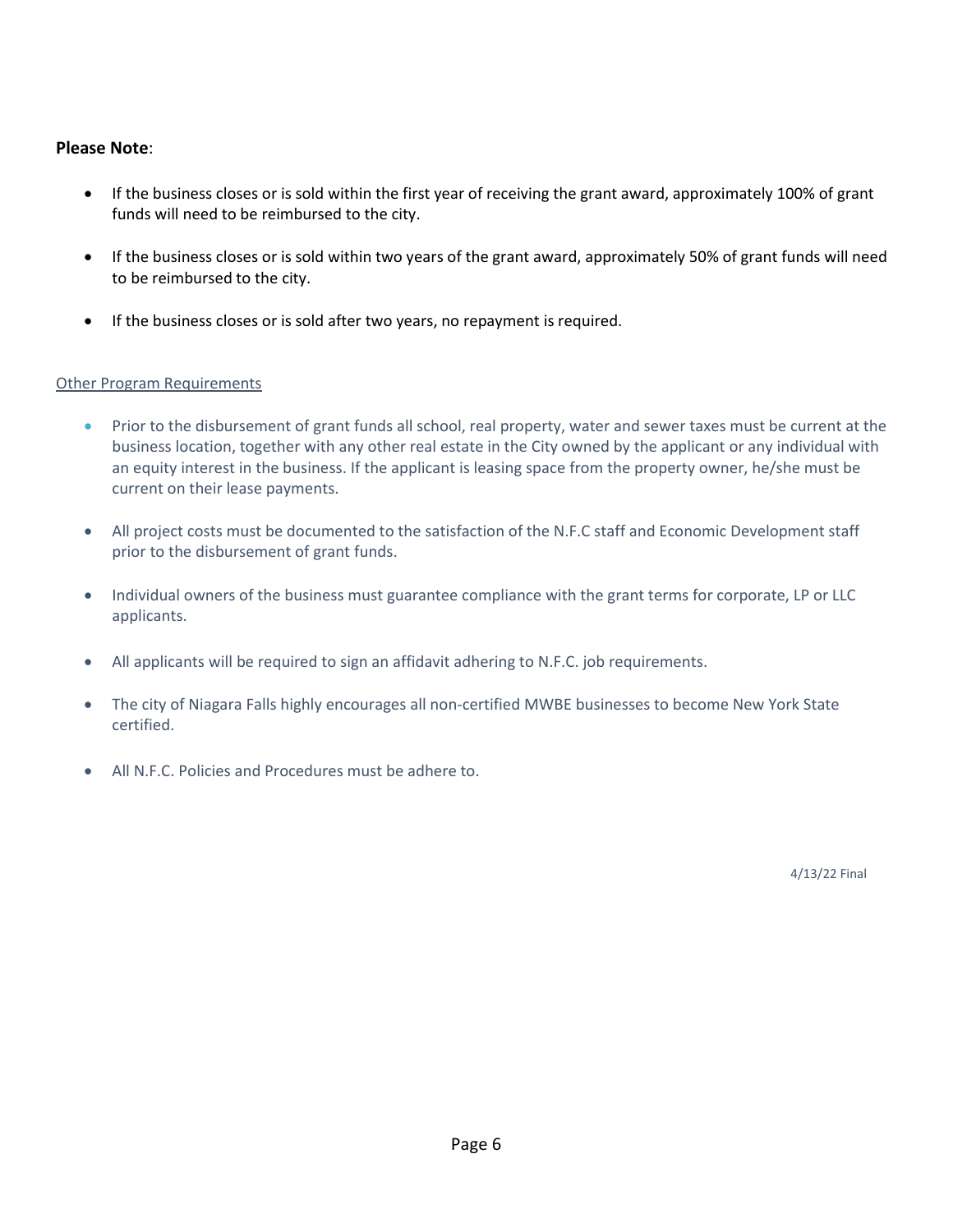**Please Note**:

- If the business closes or is sold within the first year of receiving the grant award, approximately 100% of grant funds will need to be reimbursed to the city.
- If the business closes or is sold within two years of the grant award, approximately 50% of grant funds will need to be reimbursed to the city.
- If the business closes or is sold after two years, no repayment is required.

Other Program Requirements

- Prior to the disbursement of grant funds all school, real property, water and sewer taxes must be current at the business location, together with any other real estate in the City owned by the applicant or any individual with an equity interest in the business. If the applicant is leasing space from the property owner, he/she must be current on their lease payments.
- All project costs must be documented to the satisfaction of the N.F.C staff and Economic Development staff prior to the disbursement of grant funds.
- Individual owners of the business must guarantee compliance with the grant terms for corporate, LP or LLC applicants.
- All applicants will be required to sign an affidavit adhering to N.F.C. job requirements.
- The city of Niagara Falls highly encourages all non-certified MWBE businesses to become New York State certified.
- All N.F.C. Policies and Procedures must be adhere to.

4/13/22 Final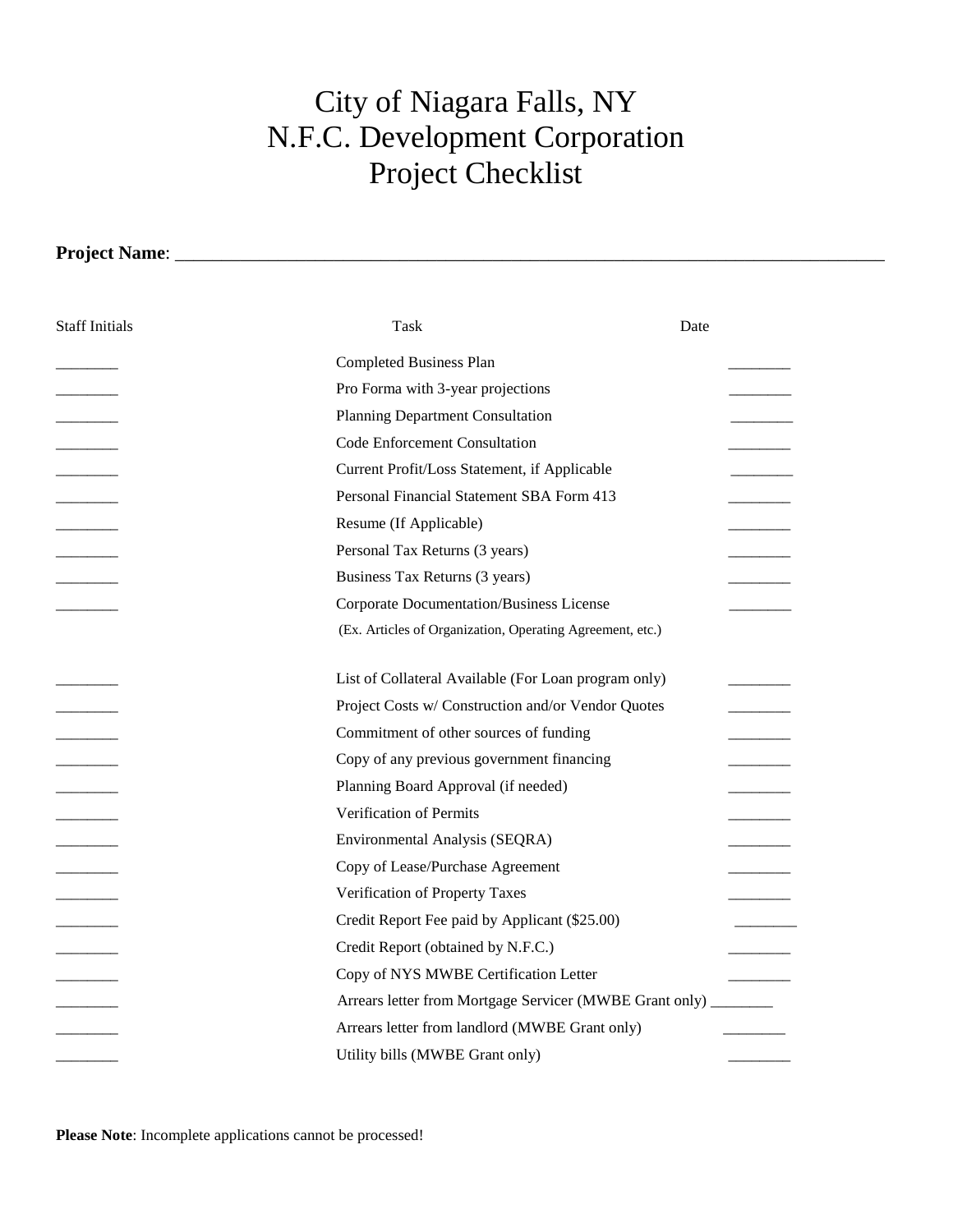# City of Niagara Falls, NY
# N.F.C. Development Corporation
# Project Checklist

**Project Name**: ____________________________________________________________________________

| Staff Initials | Task | Date |
|---|---|---|
| ________ | Completed Business Plan | ________ |
| ________ | Pro Forma with 3-year projections | ________ |
| ________ | Planning Department Consultation | ________ |
| ________ | Code Enforcement Consultation | ________ |
| ________ | Current Profit/Loss Statement, if Applicable | ________ |
| ________ | Personal Financial Statement SBA Form 413 | ________ |
| ________ | Resume (If Applicable) | ________ |
| ________ | Personal Tax Returns (3 years) | ________ |
| ________ | Business Tax Returns (3 years) | ________ |
| ________ | Corporate Documentation/Business License (Ex. Articles of Organization, Operating Agreement, etc.) | ________ |
| ________ | List of Collateral Available (For Loan program only) | ________ |
| ________ | Project Costs w/ Construction and/or Vendor Quotes | ________ |
| ________ | Commitment of other sources of funding | ________ |
| ________ | Copy of any previous government financing | ________ |
| ________ | Planning Board Approval (if needed) | ________ |
| ________ | Verification of Permits | ________ |
| ________ | Environmental Analysis (SEQRA) | ________ |
| ________ | Copy of Lease/Purchase Agreement | ________ |
| ________ | Verification of Property Taxes | ________ |
| ________ | Credit Report Fee paid by Applicant ($25.00) | ________ |
| ________ | Credit Report (obtained by N.F.C.) | ________ |
| ________ | Copy of NYS MWBE Certification Letter | ________ |
| ________ | Arrears letter from Mortgage Servicer (MWBE Grant only) | ________ |
| ________ | Arrears letter from landlord (MWBE Grant only) | ________ |
| ________ | Utility bills (MWBE Grant only) | ________ |

**Please Note**: Incomplete applications cannot be processed!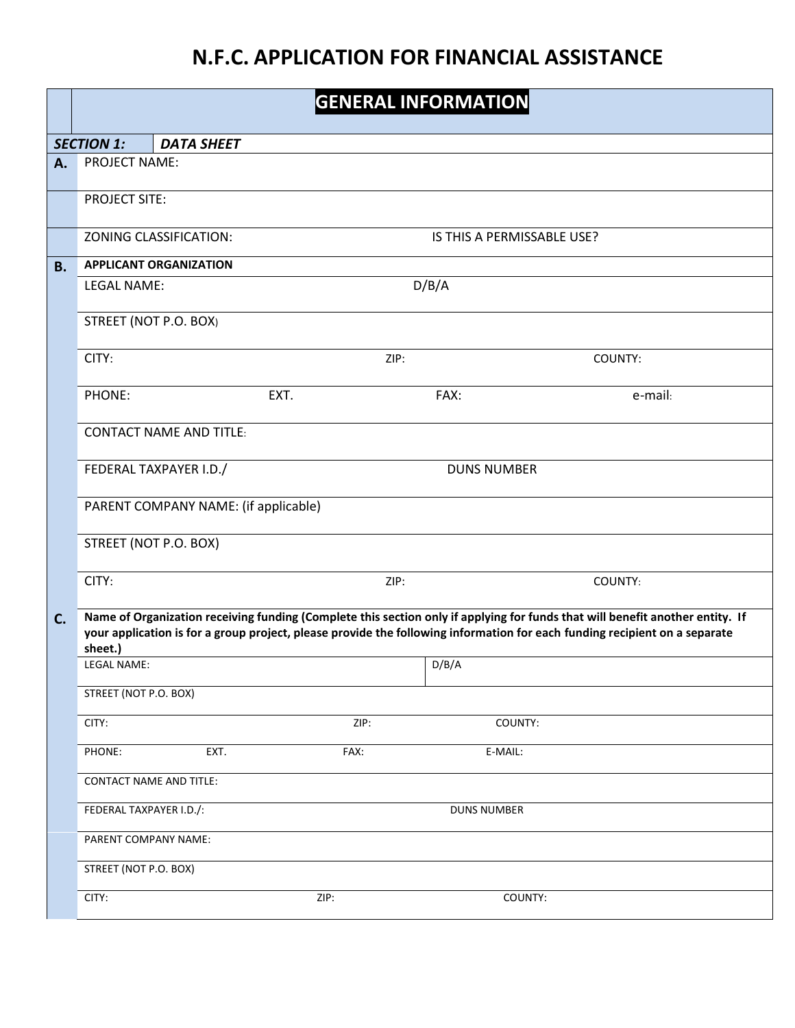# N.F.C. APPLICATION FOR FINANCIAL ASSISTANCE

## GENERAL INFORMATION

| *SECTION 1:* | ***DATA SHEET*** | | | |
|---|---|---|---|---|
| **A.** | PROJECT NAME: | | | |
| | PROJECT SITE: | | | |
| | ZONING CLASSIFICATION: | | IS THIS A PERMISSABLE USE? | |
| **B.** | **APPLICANT ORGANIZATION** | | | |
| | LEGAL NAME: | | D/B/A | |
| | STREET (NOT P.O. BOX) | | | |
| | CITY: | ZIP: | | COUNTY: |
| | PHONE: | EXT. | FAX: | e-mail: |
| | CONTACT NAME AND TITLE: | | | |
| | FEDERAL TAXPAYER I.D./ | | DUNS NUMBER | |
| | PARENT COMPANY NAME: (if applicable) | | | |
| | STREET (NOT P.O. BOX) | | | |
| | CITY: | ZIP: | | COUNTY: |
| **C.** | **Name of Organization receiving funding (Complete this section only if applying for funds that will benefit another entity. If your application is for a group project, please provide the following information for each funding recipient on a separate sheet.)** | | | |
| | LEGAL NAME: | | D/B/A | |
| | STREET (NOT P.O. BOX) | | | |
| | CITY: | ZIP: | | COUNTY: |
| | PHONE: | EXT. | FAX: | E-MAIL: |
| | CONTACT NAME AND TITLE: | | | |
| | FEDERAL TAXPAYER I.D./: | | DUNS NUMBER | |
| | PARENT COMPANY NAME: | | | |
| | STREET (NOT P.O. BOX) | | | |
| | CITY: | ZIP: | | COUNTY: |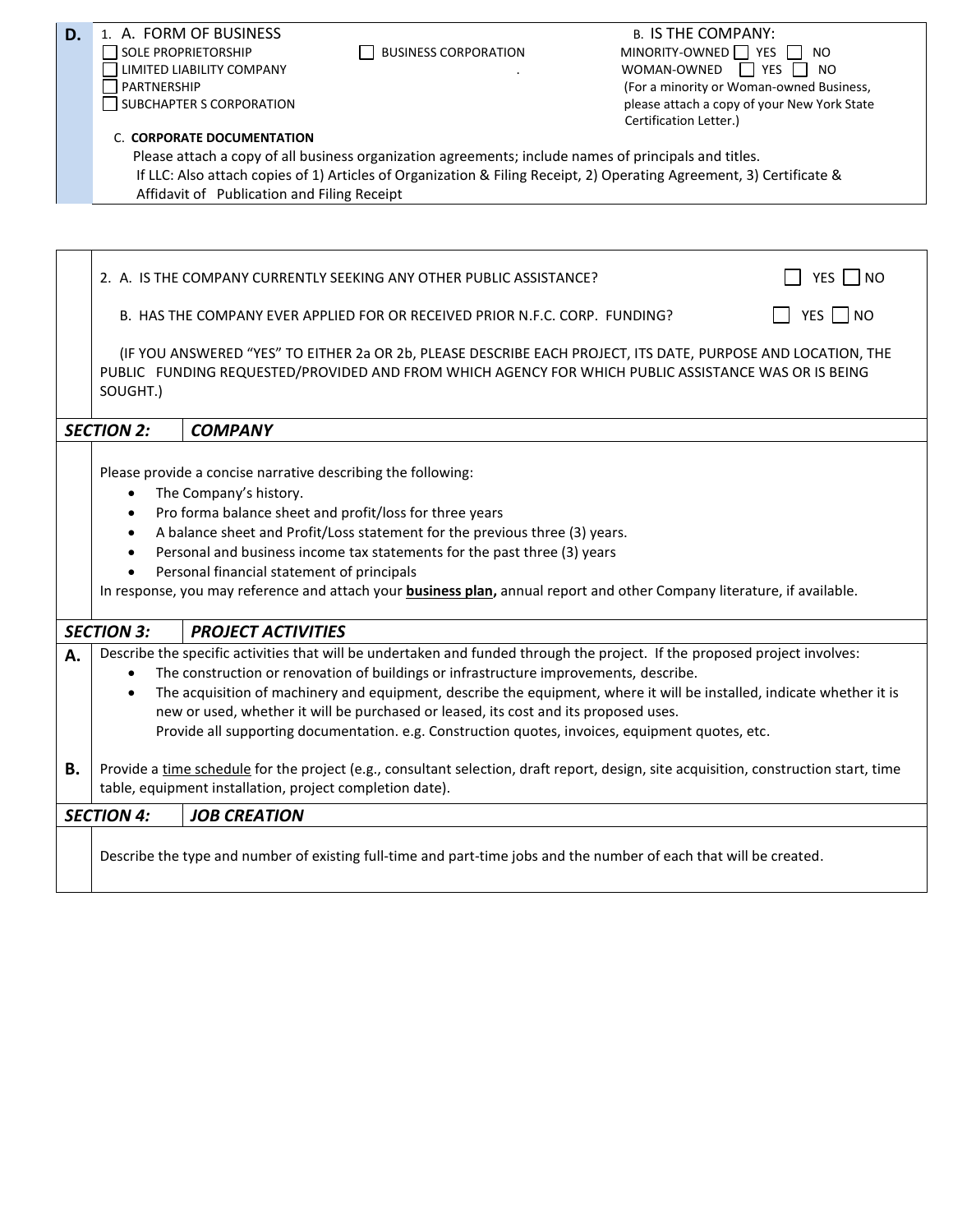**D.**

1. A. FORM OF BUSINESS

- ☐ SOLE PROPRIETORSHIP
- ☐ LIMITED LIABILITY COMPANY
- ☐ PARTNERSHIP
- ☐ SUBCHAPTER S CORPORATION
- ☐ BUSINESS CORPORATION

B. IS THE COMPANY:

MINORITY-OWNED ☐ YES ☐ NO

WOMAN-OWNED ☐ YES ☐ NO

(For a minority or Woman-owned Business, please attach a copy of your New York State Certification Letter.)

C. **CORPORATE DOCUMENTATION**

Please attach a copy of all business organization agreements; include names of principals and titles.
If LLC: Also attach copies of 1) Articles of Organization & Filing Receipt, 2) Operating Agreement, 3) Certificate & Affidavit of Publication and Filing Receipt

2. A. IS THE COMPANY CURRENTLY SEEKING ANY OTHER PUBLIC ASSISTANCE? ☐ YES ☐ NO

B. HAS THE COMPANY EVER APPLIED FOR OR RECEIVED PRIOR N.F.C. CORP. FUNDING? ☐ YES ☐ NO

(IF YOU ANSWERED "YES" TO EITHER 2a OR 2b, PLEASE DESCRIBE EACH PROJECT, ITS DATE, PURPOSE AND LOCATION, THE PUBLIC FUNDING REQUESTED/PROVIDED AND FROM WHICH AGENCY FOR WHICH PUBLIC ASSISTANCE WAS OR IS BEING SOUGHT.)

## *SECTION 2: COMPANY*

Please provide a concise narrative describing the following:

- The Company's history.
- Pro forma balance sheet and profit/loss for three years
- A balance sheet and Profit/Loss statement for the previous three (3) years.
- Personal and business income tax statements for the past three (3) years
- Personal financial statement of principals

In response, you may reference and attach your **business plan,** annual report and other Company literature, if available.

## *SECTION 3: PROJECT ACTIVITIES*

**A.** Describe the specific activities that will be undertaken and funded through the project. If the proposed project involves:

- The construction or renovation of buildings or infrastructure improvements, describe.
- The acquisition of machinery and equipment, describe the equipment, where it will be installed, indicate whether it is new or used, whether it will be purchased or leased, its cost and its proposed uses.
  Provide all supporting documentation. e.g. Construction quotes, invoices, equipment quotes, etc.

**B.** Provide a time schedule for the project (e.g., consultant selection, draft report, design, site acquisition, construction start, time table, equipment installation, project completion date).

## *SECTION 4: JOB CREATION*

Describe the type and number of existing full-time and part-time jobs and the number of each that will be created.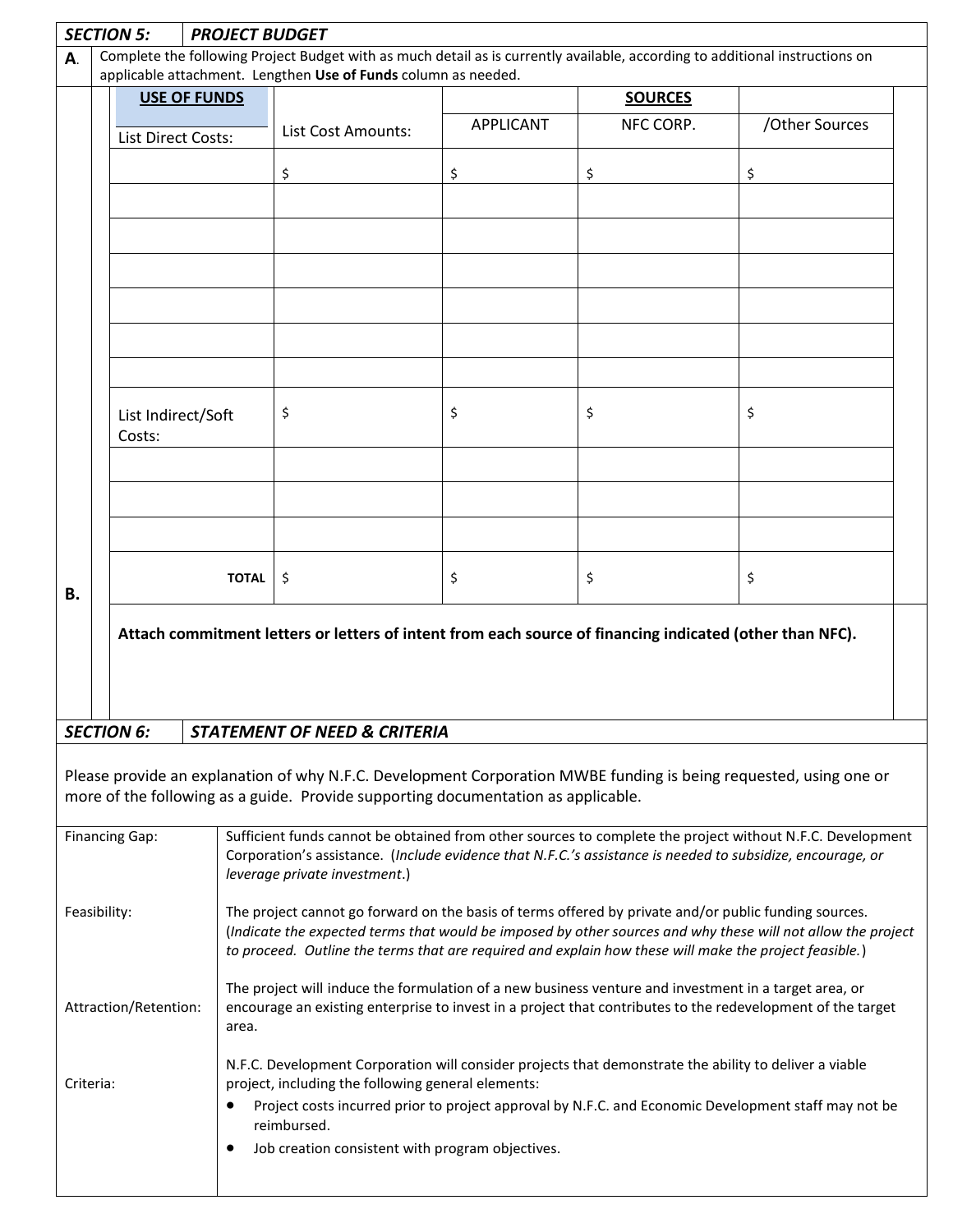## SECTION 5: PROJECT BUDGET

**A.** Complete the following Project Budget with as much detail as is currently available, according to additional instructions on applicable attachment. Lengthen **Use of Funds** column as needed.

**B.**

| **USE OF FUNDS** | | **SOURCES** | | |
|---|---|---|---|---|
| List Direct Costs: | List Cost Amounts: | APPLICANT | NFC CORP. | /Other Sources |
| | $ | $ | $ | $ |
| | | | | |
| | | | | |
| | | | | |
| | | | | |
| | | | | |
| | | | | |
| List Indirect/Soft Costs: | $ | $ | $ | $ |
| | | | | |
| | | | | |
| | | | | |
| **TOTAL** | $ | $ | $ | $ |

**Attach commitment letters or letters of intent from each source of financing indicated (other than NFC).**

## SECTION 6: STATEMENT OF NEED & CRITERIA

Please provide an explanation of why N.F.C. Development Corporation MWBE funding is being requested, using one or more of the following as a guide. Provide supporting documentation as applicable.

| | |
|---|---|
| Financing Gap: | Sufficient funds cannot be obtained from other sources to complete the project without N.F.C. Development Corporation's assistance. (*Include evidence that N.F.C.'s assistance is needed to subsidize, encourage, or leverage private investment*.) |
| Feasibility: | The project cannot go forward on the basis of terms offered by private and/or public funding sources. (*Indicate the expected terms that would be imposed by other sources and why these will not allow the project to proceed. Outline the terms that are required and explain how these will make the project feasible.*) |
| Attraction/Retention: | The project will induce the formulation of a new business venture and investment in a target area, or encourage an existing enterprise to invest in a project that contributes to the redevelopment of the target area. |
| Criteria: | N.F.C. Development Corporation will consider projects that demonstrate the ability to deliver a viable project, including the following general elements:<br>• Project costs incurred prior to project approval by N.F.C. and Economic Development staff may not be reimbursed.<br>• Job creation consistent with program objectives. |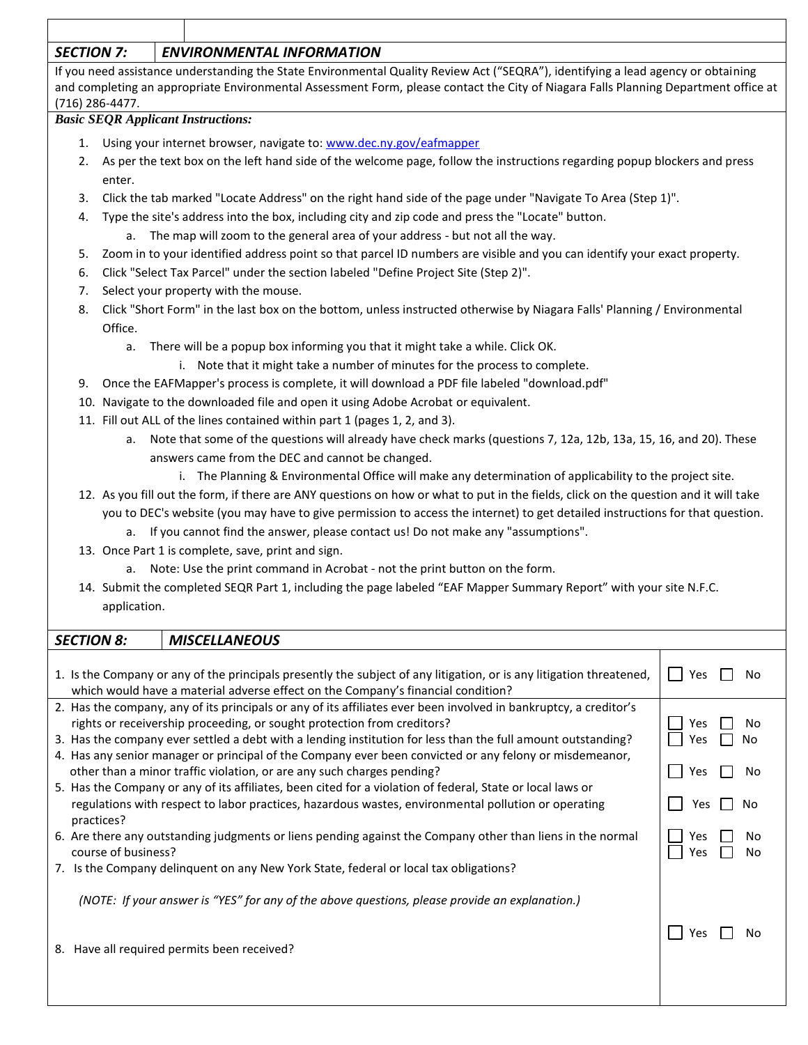## SECTION 7: ENVIRONMENTAL INFORMATION

If you need assistance understanding the State Environmental Quality Review Act ("SEQRA"), identifying a lead agency or obtaining and completing an appropriate Environmental Assessment Form, please contact the City of Niagara Falls Planning Department office at (716) 286-4477.

***Basic SEQR Applicant Instructions:***

1. Using your internet browser, navigate to: www.dec.ny.gov/eafmapper
2. As per the text box on the left hand side of the welcome page, follow the instructions regarding popup blockers and press enter.
3. Click the tab marked "Locate Address" on the right hand side of the page under "Navigate To Area (Step 1)".
4. Type the site's address into the box, including city and zip code and press the "Locate" button.
   a. The map will zoom to the general area of your address - but not all the way.
5. Zoom in to your identified address point so that parcel ID numbers are visible and you can identify your exact property.
6. Click "Select Tax Parcel" under the section labeled "Define Project Site (Step 2)".
7. Select your property with the mouse.
8. Click "Short Form" in the last box on the bottom, unless instructed otherwise by Niagara Falls' Planning / Environmental Office.
   a. There will be a popup box informing you that it might take a while. Click OK.
      i. Note that it might take a number of minutes for the process to complete.
9. Once the EAFMapper's process is complete, it will download a PDF file labeled "download.pdf"
10. Navigate to the downloaded file and open it using Adobe Acrobat or equivalent.
11. Fill out ALL of the lines contained within part 1 (pages 1, 2, and 3).
    a. Note that some of the questions will already have check marks (questions 7, 12a, 12b, 13a, 15, 16, and 20). These answers came from the DEC and cannot be changed.
       i. The Planning & Environmental Office will make any determination of applicability to the project site.
12. As you fill out the form, if there are ANY questions on how or what to put in the fields, click on the question and it will take you to DEC's website (you may have to give permission to access the internet) to get detailed instructions for that question.
    a. If you cannot find the answer, please contact us! Do not make any "assumptions".
13. Once Part 1 is complete, save, print and sign.
    a. Note: Use the print command in Acrobat - not the print button on the form.
14. Submit the completed SEQR Part 1, including the page labeled "EAF Mapper Summary Report" with your site N.F.C. application.

## SECTION 8: MISCELLANEOUS

| Question | Answer |
|---|---|
| 1. Is the Company or any of the principals presently the subject of any litigation, or is any litigation threatened, which would have a material adverse effect on the Company's financial condition? | ☐ Yes ☐ No |
| 2. Has the company, any of its principals or any of its affiliates ever been involved in bankruptcy, a creditor's rights or receivership proceeding, or sought protection from creditors? | ☐ Yes ☐ No |
| 3. Has the company ever settled a debt with a lending institution for less than the full amount outstanding? | ☐ Yes ☐ No |
| 4. Has any senior manager or principal of the Company ever been convicted or any felony or misdemeanor, other than a minor traffic violation, or are any such charges pending? | ☐ Yes ☐ No |
| 5. Has the Company or any of its affiliates, been cited for a violation of federal, State or local laws or regulations with respect to labor practices, hazardous wastes, environmental pollution or operating practices? | ☐ Yes ☐ No |
| 6. Are there any outstanding judgments or liens pending against the Company other than liens in the normal course of business? | ☐ Yes ☐ No |
| 7. Is the Company delinquent on any New York State, federal or local tax obligations? | ☐ Yes ☐ No |
| *(NOTE: If your answer is "YES" for any of the above questions, please provide an explanation.)* | |
| 8. Have all required permits been received? | ☐ Yes ☐ No |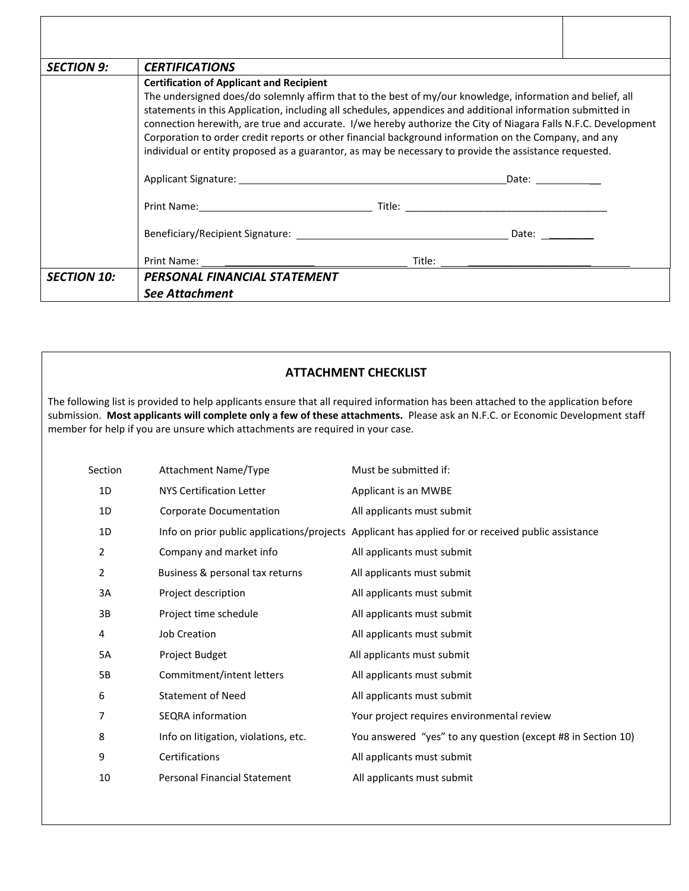| | |
|---|---|
| | |
| ***SECTION 9:*** | ***CERTIFICATIONS*** |
| | **Certification of Applicant and Recipient**<br>The undersigned does/do solemnly affirm that to the best of my/our knowledge, information and belief, all statements in this Application, including all schedules, appendices and additional information submitted in connection herewith, are true and accurate. I/we hereby authorize the City of Niagara Falls N.F.C. Development Corporation to order credit reports or other financial background information on the Company, and any individual or entity proposed as a guarantor, as may be necessary to provide the assistance requested.<br><br>Applicant Signature: ______________________________ Date: ____________<br><br>Print Name: ______________________________ Title: ______________________________<br><br>Beneficiary/Recipient Signature: ______________________________ Date: ________<br><br>Print Name: ______________________________ Title: ______________________________ |
| ***SECTION 10:*** | ***PERSONAL FINANCIAL STATEMENT***<br>***See Attachment*** |

## ATTACHMENT CHECKLIST

The following list is provided to help applicants ensure that all required information has been attached to the application before submission. **Most applicants will complete only a few of these attachments.** Please ask an N.F.C. or Economic Development staff member for help if you are unsure which attachments are required in your case.

| Section | Attachment Name/Type | Must be submitted if: |
|---|---|---|
| 1D | NYS Certification Letter | Applicant is an MWBE |
| 1D | Corporate Documentation | All applicants must submit |
| 1D | Info on prior public applications/projects | Applicant has applied for or received public assistance |
| 2 | Company and market info | All applicants must submit |
| 2 | Business & personal tax returns | All applicants must submit |
| 3A | Project description | All applicants must submit |
| 3B | Project time schedule | All applicants must submit |
| 4 | Job Creation | All applicants must submit |
| 5A | Project Budget | All applicants must submit |
| 5B | Commitment/intent letters | All applicants must submit |
| 6 | Statement of Need | All applicants must submit |
| 7 | SEQRA information | Your project requires environmental review |
| 8 | Info on litigation, violations, etc. | You answered "yes" to any question (except #8 in Section 10) |
| 9 | Certifications | All applicants must submit |
| 10 | Personal Financial Statement | All applicants must submit |